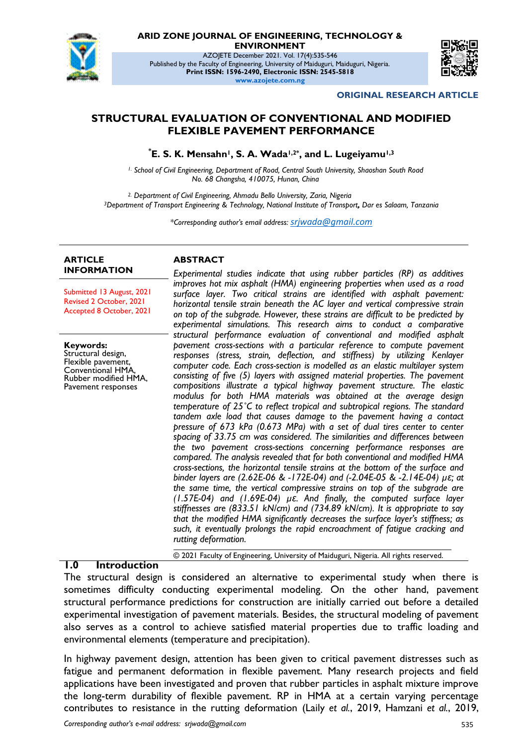ARID ZONE JOURNAL OF ENGINEERING, TECHNOLOGY & ENVIRONMENT

AZOJETE December 2021. Vol. 17(4):535-546

Published by the Faculty of Engineering, University of Maiduguri, Maiduguri, Nigeria.

**Print ISSN: 1596-2490, Electronic ISSN: 2545-5818**

**www.azojete.com.ng**

**ORIGINAL RESEARCH ARTICLE**

# STRUCTURAL EVALUATION OF CONVENTIONAL AND MODIFIED FLEXIBLE PAVEMENT PERFORMANCE

**\*E. S. K. Mensahn[1], S. A. Wada[1,2\*], and L. Lugeiyamu[1,3]**

*[1] School of Civil Engineering, Department of Road, Central South University, Shaoshan South Road No. 68 Changsha, 410075, Hunan, China*

*[2] Department of Civil Engineering, Ahmadu Bello University, Zaria, Nigeria*

*[3] Department of Transport Engineering & Technology, National Institute of Transport, Dar es Salaam, Tanzania*

*\*Corresponding author's email address: srjwada@gmail.com*

## ARTICLE INFORMATION

Submitted 13 August, 2021
Revised 2 October, 2021
Accepted 8 October, 2021

**Keywords:**
Structural design,
Flexible pavement,
Conventional HMA,
Rubber modified HMA,
Pavement responses

## ABSTRACT

*Experimental studies indicate that using rubber particles (RP) as additives improves hot mix asphalt (HMA) engineering properties when used as a road surface layer. Two critical strains are identified with asphalt pavement: horizontal tensile strain beneath the AC layer and vertical compressive strain on top of the subgrade. However, these strains are difficult to be predicted by experimental simulations. This research aims to conduct a comparative structural performance evaluation of conventional and modified asphalt pavement cross-sections with a particular reference to compute pavement responses (stress, strain, deflection, and stiffness) by utilizing Kenlayer computer code. Each cross-section is modelled as an elastic multilayer system consisting of five (5) layers with assigned material properties. The pavement compositions illustrate a typical highway pavement structure. The elastic modulus for both HMA materials was obtained at the average design temperature of 25°C to reflect tropical and subtropical regions. The standard tandem axle load that causes damage to the pavement having a contact pressure of 673 kPa (0.673 MPa) with a set of dual tires center to center spacing of 33.75 cm was considered. The similarities and differences between the two pavement cross-sections concerning performance responses are compared. The analysis revealed that for both conventional and modified HMA cross-sections, the horizontal tensile strains at the bottom of the surface and binder layers are (2.62E-06 & -172E-04) and (-2.04E-05 & -2.14E-04) με; at the same time, the vertical compressive strains on top of the subgrade are (1.57E-04) and (1.69E-04) με. And finally, the computed surface layer stiffnesses are (833.51 kN/cm) and (734.89 kN/cm). It is appropriate to say that the modified HMA significantly decreases the surface layer's stiffness; as such, it eventually prolongs the rapid encroachment of fatigue cracking and rutting deformation.*

© 2021 Faculty of Engineering, University of Maiduguri, Nigeria. All rights reserved.

## 1.0 Introduction

The structural design is considered an alternative to experimental study when there is sometimes difficulty conducting experimental modeling. On the other hand, pavement structural performance predictions for construction are initially carried out before a detailed experimental investigation of pavement materials. Besides, the structural modeling of pavement also serves as a control to achieve satisfied material properties due to traffic loading and environmental elements (temperature and precipitation).

In highway pavement design, attention has been given to critical pavement distresses such as fatigue and permanent deformation in flexible pavement. Many research projects and field applications have been investigated and proven that rubber particles in asphalt mixture improve the long-term durability of flexible pavement. RP in HMA at a certain varying percentage contributes to resistance in the rutting deformation (Laily *et al.*, 2019, Hamzani *et al.*, 2019,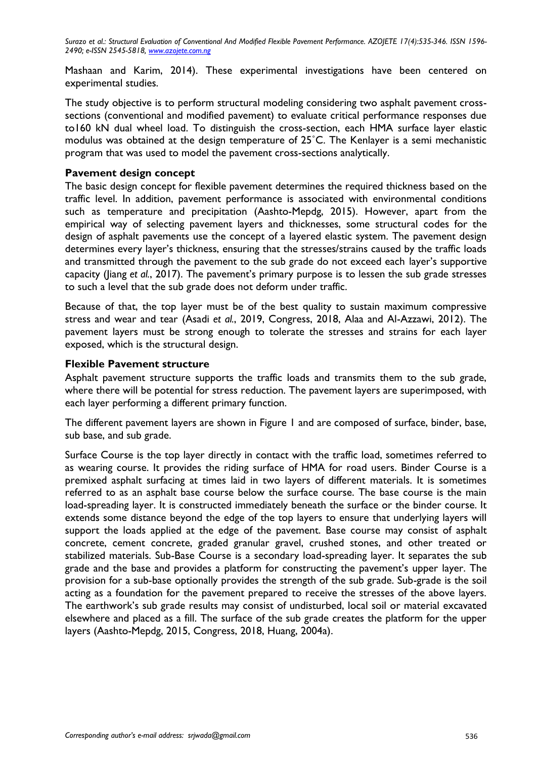Mashaan and Karim, 2014). These experimental investigations have been centered on experimental studies.

The study objective is to perform structural modeling considering two asphalt pavement cross-sections (conventional and modified pavement) to evaluate critical performance responses due to160 kN dual wheel load. To distinguish the cross-section, each HMA surface layer elastic modulus was obtained at the design temperature of 25˚C. The Kenlayer is a semi mechanistic program that was used to model the pavement cross-sections analytically.

## Pavement design concept

The basic design concept for flexible pavement determines the required thickness based on the traffic level. In addition, pavement performance is associated with environmental conditions such as temperature and precipitation (Aashto-Mepdg, 2015). However, apart from the empirical way of selecting pavement layers and thicknesses, some structural codes for the design of asphalt pavements use the concept of a layered elastic system. The pavement design determines every layer's thickness, ensuring that the stresses/strains caused by the traffic loads and transmitted through the pavement to the sub grade do not exceed each layer's supportive capacity (Jiang *et al.*, 2017). The pavement's primary purpose is to lessen the sub grade stresses to such a level that the sub grade does not deform under traffic.

Because of that, the top layer must be of the best quality to sustain maximum compressive stress and wear and tear (Asadi *et al.*, 2019, Congress, 2018, Alaa and Al-Azzawi, 2012). The pavement layers must be strong enough to tolerate the stresses and strains for each layer exposed, which is the structural design.

## Flexible Pavement structure

Asphalt pavement structure supports the traffic loads and transmits them to the sub grade, where there will be potential for stress reduction. The pavement layers are superimposed, with each layer performing a different primary function.

The different pavement layers are shown in Figure 1 and are composed of surface, binder, base, sub base, and sub grade.

Surface Course is the top layer directly in contact with the traffic load, sometimes referred to as wearing course. It provides the riding surface of HMA for road users. Binder Course is a premixed asphalt surfacing at times laid in two layers of different materials. It is sometimes referred to as an asphalt base course below the surface course. The base course is the main load-spreading layer. It is constructed immediately beneath the surface or the binder course. It extends some distance beyond the edge of the top layers to ensure that underlying layers will support the loads applied at the edge of the pavement. Base course may consist of asphalt concrete, cement concrete, graded granular gravel, crushed stones, and other treated or stabilized materials. Sub-Base Course is a secondary load-spreading layer. It separates the sub grade and the base and provides a platform for constructing the pavement's upper layer. The provision for a sub-base optionally provides the strength of the sub grade. Sub-grade is the soil acting as a foundation for the pavement prepared to receive the stresses of the above layers. The earthwork's sub grade results may consist of undisturbed, local soil or material excavated elsewhere and placed as a fill. The surface of the sub grade creates the platform for the upper layers (Aashto-Mepdg, 2015, Congress, 2018, Huang, 2004a).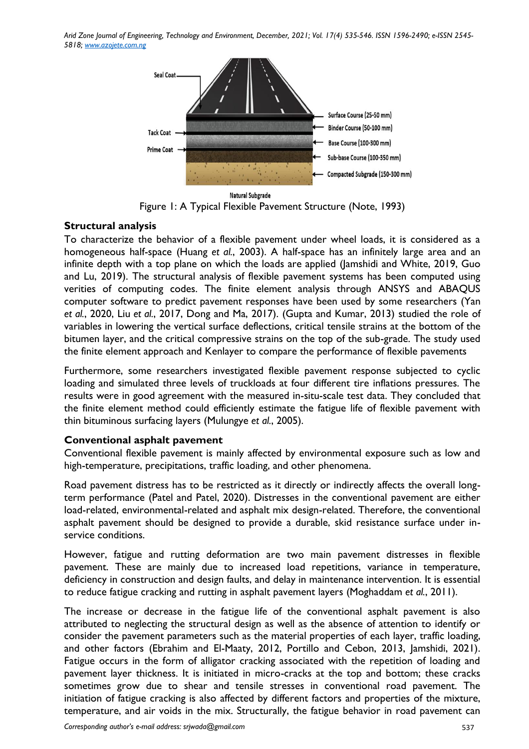Seal Coat
Tack Coat
Prime Coat
Surface Course (25-50 mm)
Binder Course (50-100 mm)
Base Course (100-300 mm)
Sub-base Course (100-350 mm)
Compacted Subgrade (150-300 mm)
Natural Subgrade

Figure 1: A Typical Flexible Pavement Structure (Note, 1993)

### Structural analysis

To characterize the behavior of a flexible pavement under wheel loads, it is considered as a homogeneous half-space (Huang *et al.*, 2003). A half-space has an infinitely large area and an infinite depth with a top plane on which the loads are applied (Jamshidi and White, 2019, Guo and Lu, 2019). The structural analysis of flexible pavement systems has been computed using verities of computing codes. The finite element analysis through ANSYS and ABAQUS computer software to predict pavement responses have been used by some researchers (Yan *et al.*, 2020, Liu *et al.*, 2017, Dong and Ma, 2017). (Gupta and Kumar, 2013) studied the role of variables in lowering the vertical surface deflections, critical tensile strains at the bottom of the bitumen layer, and the critical compressive strains on the top of the sub-grade. The study used the finite element approach and Kenlayer to compare the performance of flexible pavements

Furthermore, some researchers investigated flexible pavement response subjected to cyclic loading and simulated three levels of truckloads at four different tire inflations pressures. The results were in good agreement with the measured in-situ-scale test data. They concluded that the finite element method could efficiently estimate the fatigue life of flexible pavement with thin bituminous surfacing layers (Mulungye *et al.*, 2005).

### Conventional asphalt pavement

Conventional flexible pavement is mainly affected by environmental exposure such as low and high-temperature, precipitations, traffic loading, and other phenomena.

Road pavement distress has to be restricted as it directly or indirectly affects the overall long-term performance (Patel and Patel, 2020). Distresses in the conventional pavement are either load-related, environmental-related and asphalt mix design-related. Therefore, the conventional asphalt pavement should be designed to provide a durable, skid resistance surface under in-service conditions.

However, fatigue and rutting deformation are two main pavement distresses in flexible pavement. These are mainly due to increased load repetitions, variance in temperature, deficiency in construction and design faults, and delay in maintenance intervention. It is essential to reduce fatigue cracking and rutting in asphalt pavement layers (Moghaddam *et al.*, 2011).

The increase or decrease in the fatigue life of the conventional asphalt pavement is also attributed to neglecting the structural design as well as the absence of attention to identify or consider the pavement parameters such as the material properties of each layer, traffic loading, and other factors (Ebrahim and El-Maaty, 2012, Portillo and Cebon, 2013, Jamshidi, 2021). Fatigue occurs in the form of alligator cracking associated with the repetition of loading and pavement layer thickness. It is initiated in micro-cracks at the top and bottom; these cracks sometimes grow due to shear and tensile stresses in conventional road pavement. The initiation of fatigue cracking is also affected by different factors and properties of the mixture, temperature, and air voids in the mix. Structurally, the fatigue behavior in road pavement can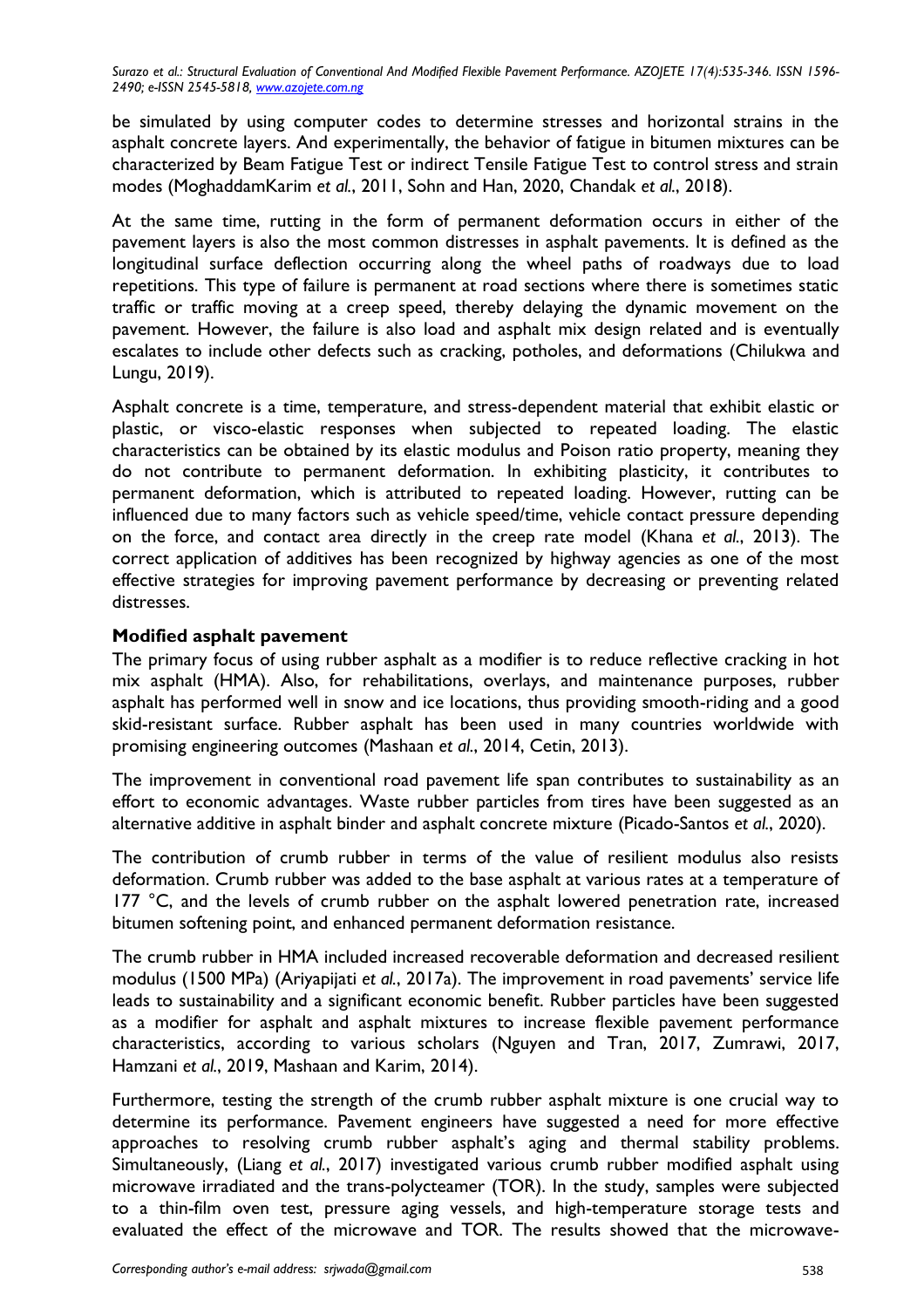be simulated by using computer codes to determine stresses and horizontal strains in the asphalt concrete layers. And experimentally, the behavior of fatigue in bitumen mixtures can be characterized by Beam Fatigue Test or indirect Tensile Fatigue Test to control stress and strain modes (MoghaddamKarim *et al.*, 2011, Sohn and Han, 2020, Chandak *et al.*, 2018).

At the same time, rutting in the form of permanent deformation occurs in either of the pavement layers is also the most common distresses in asphalt pavements. It is defined as the longitudinal surface deflection occurring along the wheel paths of roadways due to load repetitions. This type of failure is permanent at road sections where there is sometimes static traffic or traffic moving at a creep speed, thereby delaying the dynamic movement on the pavement. However, the failure is also load and asphalt mix design related and is eventually escalates to include other defects such as cracking, potholes, and deformations (Chilukwa and Lungu, 2019).

Asphalt concrete is a time, temperature, and stress-dependent material that exhibit elastic or plastic, or visco-elastic responses when subjected to repeated loading. The elastic characteristics can be obtained by its elastic modulus and Poison ratio property, meaning they do not contribute to permanent deformation. In exhibiting plasticity, it contributes to permanent deformation, which is attributed to repeated loading. However, rutting can be influenced due to many factors such as vehicle speed/time, vehicle contact pressure depending on the force, and contact area directly in the creep rate model (Khana *et al.*, 2013). The correct application of additives has been recognized by highway agencies as one of the most effective strategies for improving pavement performance by decreasing or preventing related distresses.

**Modified asphalt pavement**

The primary focus of using rubber asphalt as a modifier is to reduce reflective cracking in hot mix asphalt (HMA). Also, for rehabilitations, overlays, and maintenance purposes, rubber asphalt has performed well in snow and ice locations, thus providing smooth-riding and a good skid-resistant surface. Rubber asphalt has been used in many countries worldwide with promising engineering outcomes (Mashaan *et al.*, 2014, Cetin, 2013).

The improvement in conventional road pavement life span contributes to sustainability as an effort to economic advantages. Waste rubber particles from tires have been suggested as an alternative additive in asphalt binder and asphalt concrete mixture (Picado-Santos *et al.*, 2020).

The contribution of crumb rubber in terms of the value of resilient modulus also resists deformation. Crumb rubber was added to the base asphalt at various rates at a temperature of 177 °C, and the levels of crumb rubber on the asphalt lowered penetration rate, increased bitumen softening point, and enhanced permanent deformation resistance.

The crumb rubber in HMA included increased recoverable deformation and decreased resilient modulus (1500 MPa) (Ariyapijati *et al.*, 2017a). The improvement in road pavements' service life leads to sustainability and a significant economic benefit. Rubber particles have been suggested as a modifier for asphalt and asphalt mixtures to increase flexible pavement performance characteristics, according to various scholars (Nguyen and Tran, 2017, Zumrawi, 2017, Hamzani *et al.*, 2019, Mashaan and Karim, 2014).

Furthermore, testing the strength of the crumb rubber asphalt mixture is one crucial way to determine its performance. Pavement engineers have suggested a need for more effective approaches to resolving crumb rubber asphalt's aging and thermal stability problems. Simultaneously, (Liang *et al.*, 2017) investigated various crumb rubber modified asphalt using microwave irradiated and the trans-polycteamer (TOR). In the study, samples were subjected to a thin-film oven test, pressure aging vessels, and high-temperature storage tests and evaluated the effect of the microwave and TOR. The results showed that the microwave-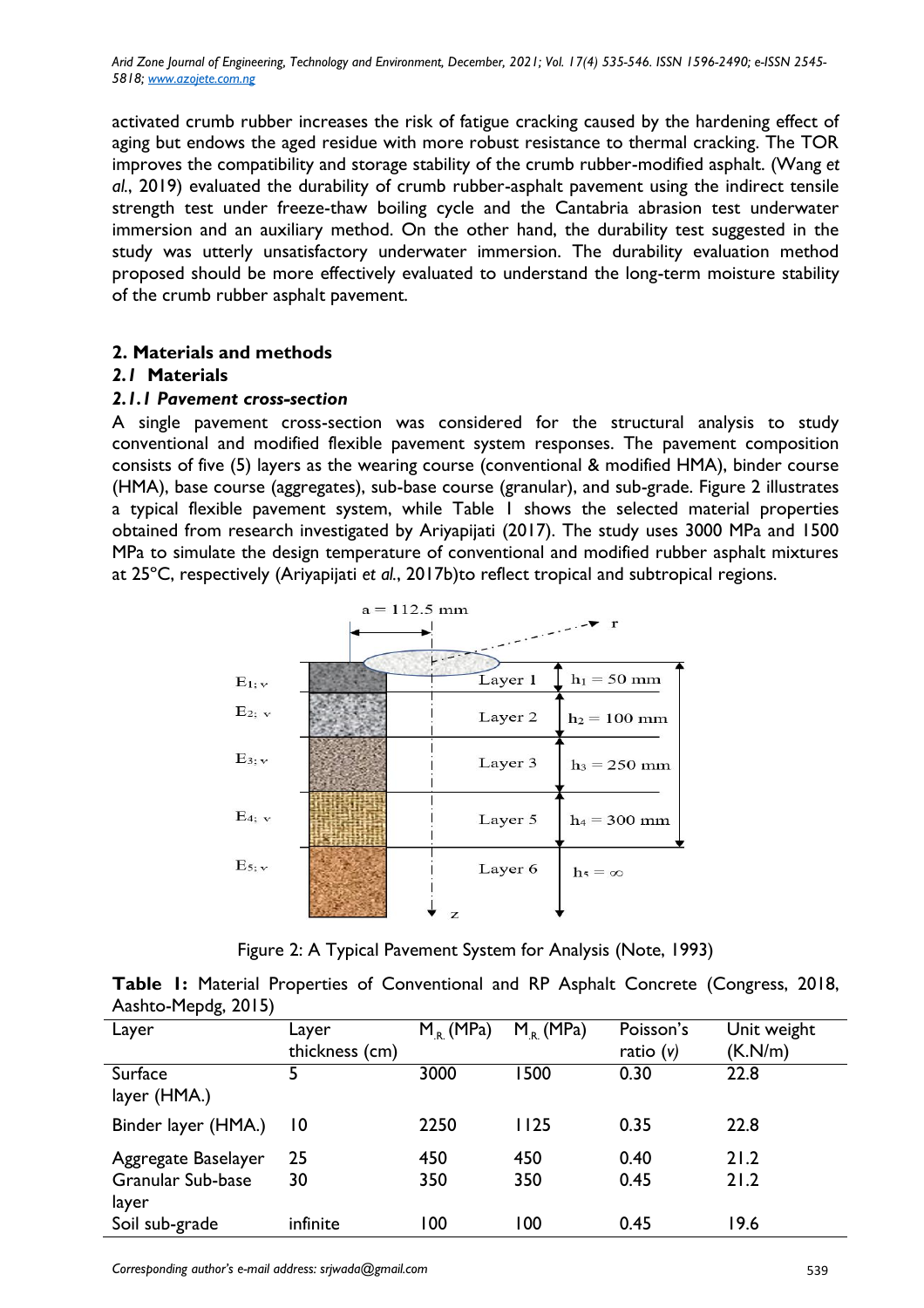activated crumb rubber increases the risk of fatigue cracking caused by the hardening effect of aging but endows the aged residue with more robust resistance to thermal cracking. The TOR improves the compatibility and storage stability of the crumb rubber-modified asphalt. (Wang *et al.*, 2019) evaluated the durability of crumb rubber-asphalt pavement using the indirect tensile strength test under freeze-thaw boiling cycle and the Cantabria abrasion test underwater immersion and an auxiliary method. On the other hand, the durability test suggested in the study was utterly unsatisfactory underwater immersion. The durability evaluation method proposed should be more effectively evaluated to understand the long-term moisture stability of the crumb rubber asphalt pavement.

## 2. Materials and methods

### *2.1 Materials*

#### *2.1.1 Pavement cross-section*

A single pavement cross-section was considered for the structural analysis to study conventional and modified flexible pavement system responses. The pavement composition consists of five (5) layers as the wearing course (conventional & modified HMA), binder course (HMA), base course (aggregates), sub-base course (granular), and sub-grade. Figure 2 illustrates a typical flexible pavement system, while Table 1 shows the selected material properties obtained from research investigated by Ariyapijati (2017). The study uses 3000 MPa and 1500 MPa to simulate the design temperature of conventional and modified rubber asphalt mixtures at 25°C, respectively (Ariyapijati *et al.*, 2017b)to reflect tropical and subtropical regions.

a = 112.5 mm
r
$E_{1; v}$
$E_{2; v}$
$E_{3; v}$
$E_{4; v}$
$E_{5; v}$
Layer 1
Layer 2
Layer 3
Layer 5
Layer 6
$h_1$ = 50 mm
$h_2$ = 100 mm
$h_3$ = 250 mm
$h_4$ = 300 mm
$h_5 = \infty$
z

Figure 2: A Typical Pavement System for Analysis (Note, 1993)

**Table 1:** Material Properties of Conventional and RP Asphalt Concrete (Congress, 2018, Aashto-Mepdg, 2015)

| Layer | Layer thickness (cm) | $M_{.R.}$ (MPa) | $M_{.R.}$ (MPa) | Poisson's ratio (*v*) | Unit weight (K.N/m) |
|---|---|---|---|---|---|
| Surface layer (HMA.) | 5 | 3000 | 1500 | 0.30 | 22.8 |
| Binder layer (HMA.) | 10 | 2250 | 1125 | 0.35 | 22.8 |
| Aggregate Baselayer | 25 | 450 | 450 | 0.40 | 21.2 |
| Granular Sub-base layer | 30 | 350 | 350 | 0.45 | 21.2 |
| Soil sub-grade | infinite | 100 | 100 | 0.45 | 19.6 |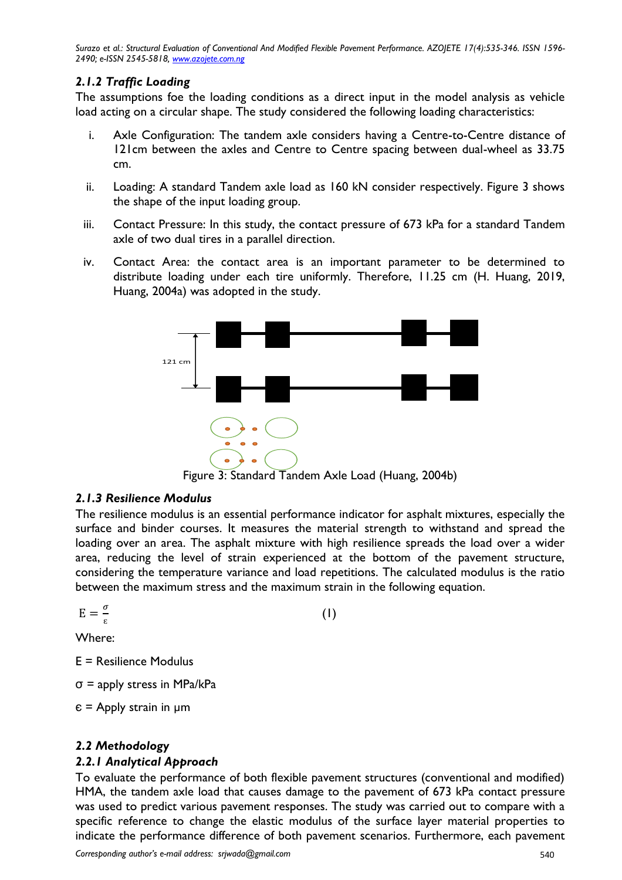### *2.1.2 Traffic Loading*

The assumptions foe the loading conditions as a direct input in the model analysis as vehicle load acting on a circular shape. The study considered the following loading characteristics:

i. Axle Configuration: The tandem axle considers having a Centre-to-Centre distance of 121cm between the axles and Centre to Centre spacing between dual-wheel as 33.75 cm.

ii. Loading: A standard Tandem axle load as 160 kN consider respectively. Figure 3 shows the shape of the input loading group.

iii. Contact Pressure: In this study, the contact pressure of 673 kPa for a standard Tandem axle of two dual tires in a parallel direction.

iv. Contact Area: the contact area is an important parameter to be determined to distribute loading under each tire uniformly. Therefore, 11.25 cm (H. Huang, 2019, Huang, 2004a) was adopted in the study.

121 cm

Figure 3: Standard Tandem Axle Load (Huang, 2004b)

### *2.1.3 Resilience Modulus*

The resilience modulus is an essential performance indicator for asphalt mixtures, especially the surface and binder courses. It measures the material strength to withstand and spread the loading over an area. The asphalt mixture with high resilience spreads the load over a wider area, reducing the level of strain experienced at the bottom of the pavement structure, considering the temperature variance and load repetitions. The calculated modulus is the ratio between the maximum stress and the maximum strain in the following equation.

$$E = \frac{\sigma}{\varepsilon} \qquad (1)$$

Where:

E = Resilience Modulus

σ = apply stress in MPa/kPa

є = Apply strain in μm

### *2.2 Methodology*

### *2.2.1 Analytical Approach*

To evaluate the performance of both flexible pavement structures (conventional and modified) HMA, the tandem axle load that causes damage to the pavement of 673 kPa contact pressure was used to predict various pavement responses. The study was carried out to compare with a specific reference to change the elastic modulus of the surface layer material properties to indicate the performance difference of both pavement scenarios. Furthermore, each pavement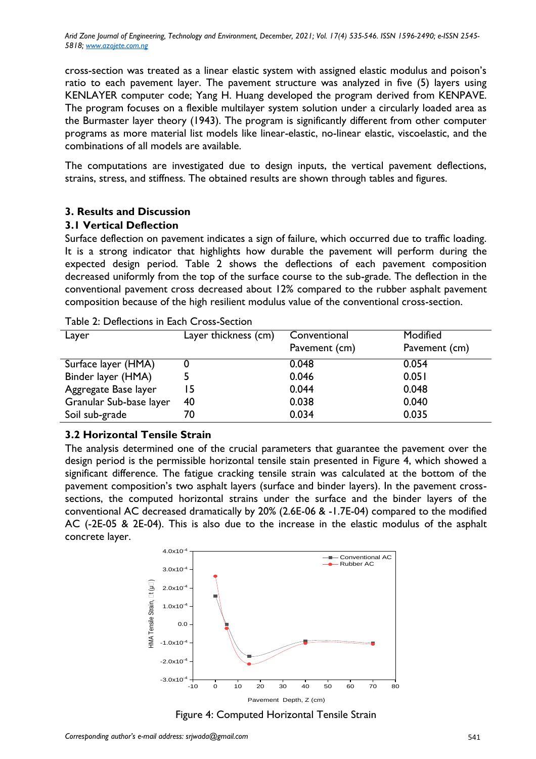cross-section was treated as a linear elastic system with assigned elastic modulus and poison's ratio to each pavement layer. The pavement structure was analyzed in five (5) layers using KENLAYER computer code; Yang H. Huang developed the program derived from KENPAVE. The program focuses on a flexible multilayer system solution under a circularly loaded area as the Burmaster layer theory (1943). The program is significantly different from other computer programs as more material list models like linear-elastic, no-linear elastic, viscoelastic, and the combinations of all models are available.

The computations are investigated due to design inputs, the vertical pavement deflections, strains, stress, and stiffness. The obtained results are shown through tables and figures.

## 3. Results and Discussion

### 3.1 Vertical Deflection

Surface deflection on pavement indicates a sign of failure, which occurred due to traffic loading. It is a strong indicator that highlights how durable the pavement will perform during the expected design period. Table 2 shows the deflections of each pavement composition decreased uniformly from the top of the surface course to the sub-grade. The deflection in the conventional pavement cross decreased about 12% compared to the rubber asphalt pavement composition because of the high resilient modulus value of the conventional cross-section.

Table 2: Deflections in Each Cross-Section

| Layer | Layer thickness (cm) | Conventional Pavement (cm) | Modified Pavement (cm) |
|---|---|---|---|
| Surface layer (HMA) | 0 | 0.048 | 0.054 |
| Binder layer (HMA) | 5 | 0.046 | 0.051 |
| Aggregate Base layer | 15 | 0.044 | 0.048 |
| Granular Sub-base layer | 40 | 0.038 | 0.040 |
| Soil sub-grade | 70 | 0.034 | 0.035 |

### 3.2 Horizontal Tensile Strain

The analysis determined one of the crucial parameters that guarantee the pavement over the design period is the permissible horizontal tensile stain presented in Figure 4, which showed a significant difference. The fatigue cracking tensile strain was calculated at the bottom of the pavement composition's two asphalt layers (surface and binder layers). In the pavement cross-sections, the computed horizontal strains under the surface and the binder layers of the conventional AC decreased dramatically by 20% (2.6E-06 & -1.7E-04) compared to the modified AC (-2E-05 & 2E-04). This is also due to the increase in the elastic modulus of the asphalt concrete layer.

HMA Tensile Strain, εt (με)

4.0x10⁻⁴
3.0x10⁻⁴
2.0x10⁻⁴
1.0x10⁻⁴
0.0
-1.0x10⁻⁴
-2.0x10⁻⁴
-3.0x10⁻⁴

-10 0 10 20 30 40 50 60 70 80

Pavement Depth, Z (cm)

Conventional AC
Rubber AC

Figure 4: Computed Horizontal Tensile Strain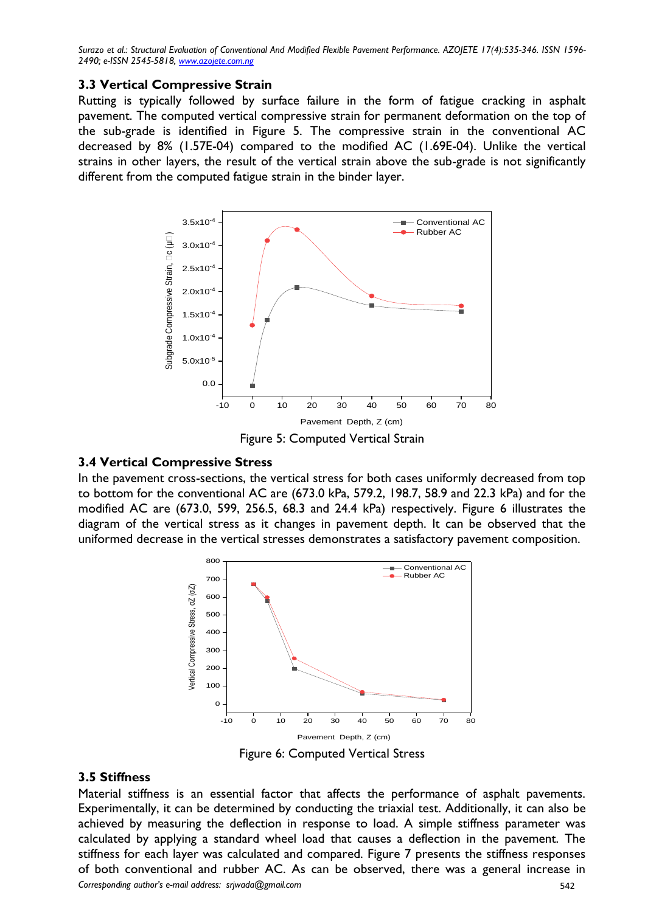### 3.3 Vertical Compressive Strain

Rutting is typically followed by surface failure in the form of fatigue cracking in asphalt pavement. The computed vertical compressive strain for permanent deformation on the top of the sub-grade is identified in Figure 5. The compressive strain in the conventional AC decreased by 8% (1.57E-04) compared to the modified AC (1.69E-04). Unlike the vertical strains in other layers, the result of the vertical strain above the sub-grade is not significantly different from the computed fatigue strain in the binder layer.

Conventional AC
Rubber AC
Subgrade Compressive Strain, □c (μ□)
3.5x10$^{-4}$
3.0x10$^{-4}$
2.5x10$^{-4}$
2.0x10$^{-4}$
1.5x10$^{-4}$
1.0x10$^{-4}$
5.0x10$^{-5}$
0.0
-10 0 10 20 30 40 50 60 70 80
Pavement Depth, Z (cm)

Figure 5: Computed Vertical Strain

### 3.4 Vertical Compressive Stress

In the pavement cross-sections, the vertical stress for both cases uniformly decreased from top to bottom for the conventional AC are (673.0 kPa, 579.2, 198.7, 58.9 and 22.3 kPa) and for the modified AC are (673.0, 599, 256.5, 68.3 and 24.4 kPa) respectively. Figure 6 illustrates the diagram of the vertical stress as it changes in pavement depth. It can be observed that the uniformed decrease in the vertical stresses demonstrates a satisfactory pavement composition.

Conventional AC
Rubber AC
Vertical Compressive Stress, σZ (σZ)
800
700
600
500
400
300
200
100
0
-10 0 10 20 30 40 50 60 70 80
Pavement Depth, Z (cm)

Figure 6: Computed Vertical Stress

### 3.5 Stiffness

Material stiffness is an essential factor that affects the performance of asphalt pavements. Experimentally, it can be determined by conducting the triaxial test. Additionally, it can also be achieved by measuring the deflection in response to load. A simple stiffness parameter was calculated by applying a standard wheel load that causes a deflection in the pavement. The stiffness for each layer was calculated and compared. Figure 7 presents the stiffness responses of both conventional and rubber AC. As can be observed, there was a general increase in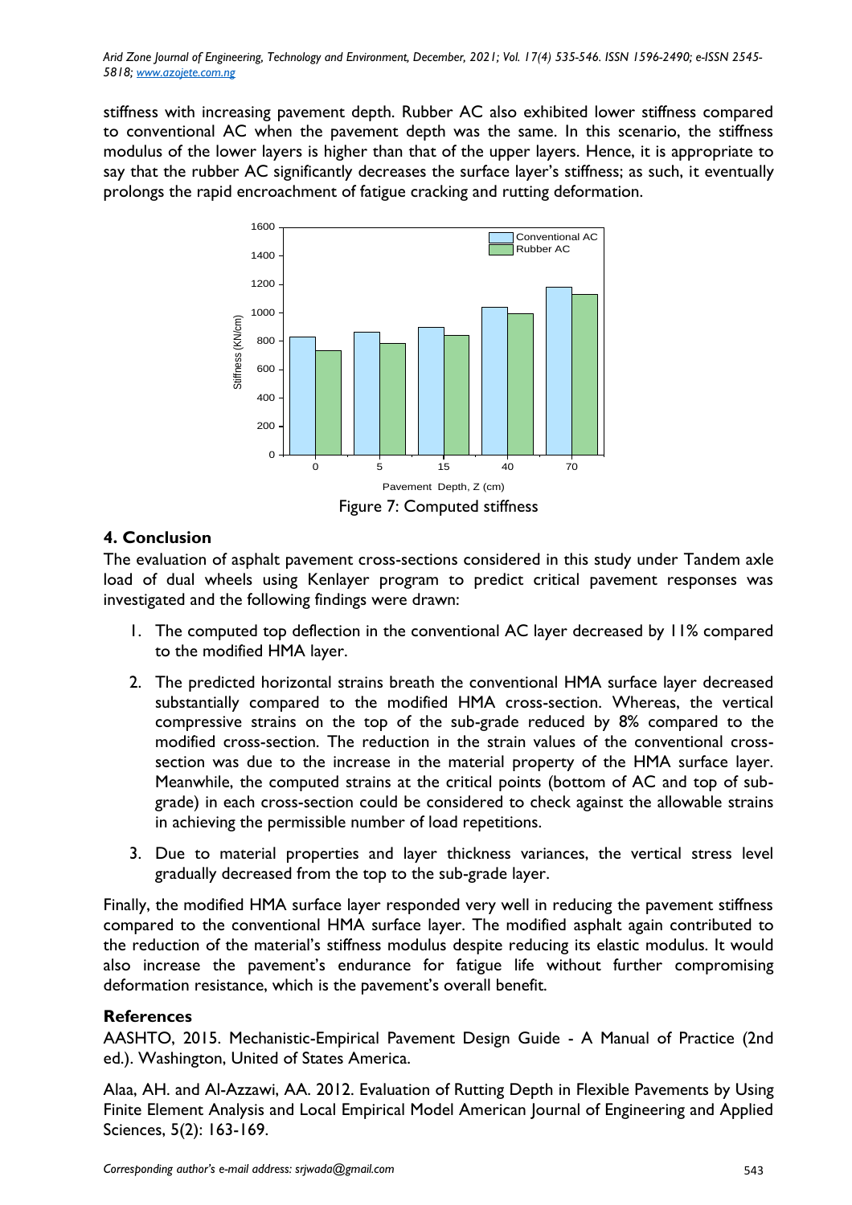stiffness with increasing pavement depth. Rubber AC also exhibited lower stiffness compared to conventional AC when the pavement depth was the same. In this scenario, the stiffness modulus of the lower layers is higher than that of the upper layers. Hence, it is appropriate to say that the rubber AC significantly decreases the surface layer's stiffness; as such, it eventually prolongs the rapid encroachment of fatigue cracking and rutting deformation.

Stiffness (KN/cm)

1600
1400
1200
1000
800
600
400
200
0

0
5
15
40
70

Pavement Depth, Z (cm)

Conventional AC
Rubber AC

Figure 7: Computed stiffness

## 4. Conclusion

The evaluation of asphalt pavement cross-sections considered in this study under Tandem axle load of dual wheels using Kenlayer program to predict critical pavement responses was investigated and the following findings were drawn:

1. The computed top deflection in the conventional AC layer decreased by 11% compared to the modified HMA layer.
2. The predicted horizontal strains breath the conventional HMA surface layer decreased substantially compared to the modified HMA cross-section. Whereas, the vertical compressive strains on the top of the sub-grade reduced by 8% compared to the modified cross-section. The reduction in the strain values of the conventional cross-section was due to the increase in the material property of the HMA surface layer. Meanwhile, the computed strains at the critical points (bottom of AC and top of sub-grade) in each cross-section could be considered to check against the allowable strains in achieving the permissible number of load repetitions.
3. Due to material properties and layer thickness variances, the vertical stress level gradually decreased from the top to the sub-grade layer.

Finally, the modified HMA surface layer responded very well in reducing the pavement stiffness compared to the conventional HMA surface layer. The modified asphalt again contributed to the reduction of the material's stiffness modulus despite reducing its elastic modulus. It would also increase the pavement's endurance for fatigue life without further compromising deformation resistance, which is the pavement's overall benefit.

## References

AASHTO, 2015. Mechanistic-Empirical Pavement Design Guide - A Manual of Practice (2nd ed.). Washington, United of States America.

Alaa, AH. and Al-Azzawi, AA. 2012. Evaluation of Rutting Depth in Flexible Pavements by Using Finite Element Analysis and Local Empirical Model American Journal of Engineering and Applied Sciences, 5(2): 163-169.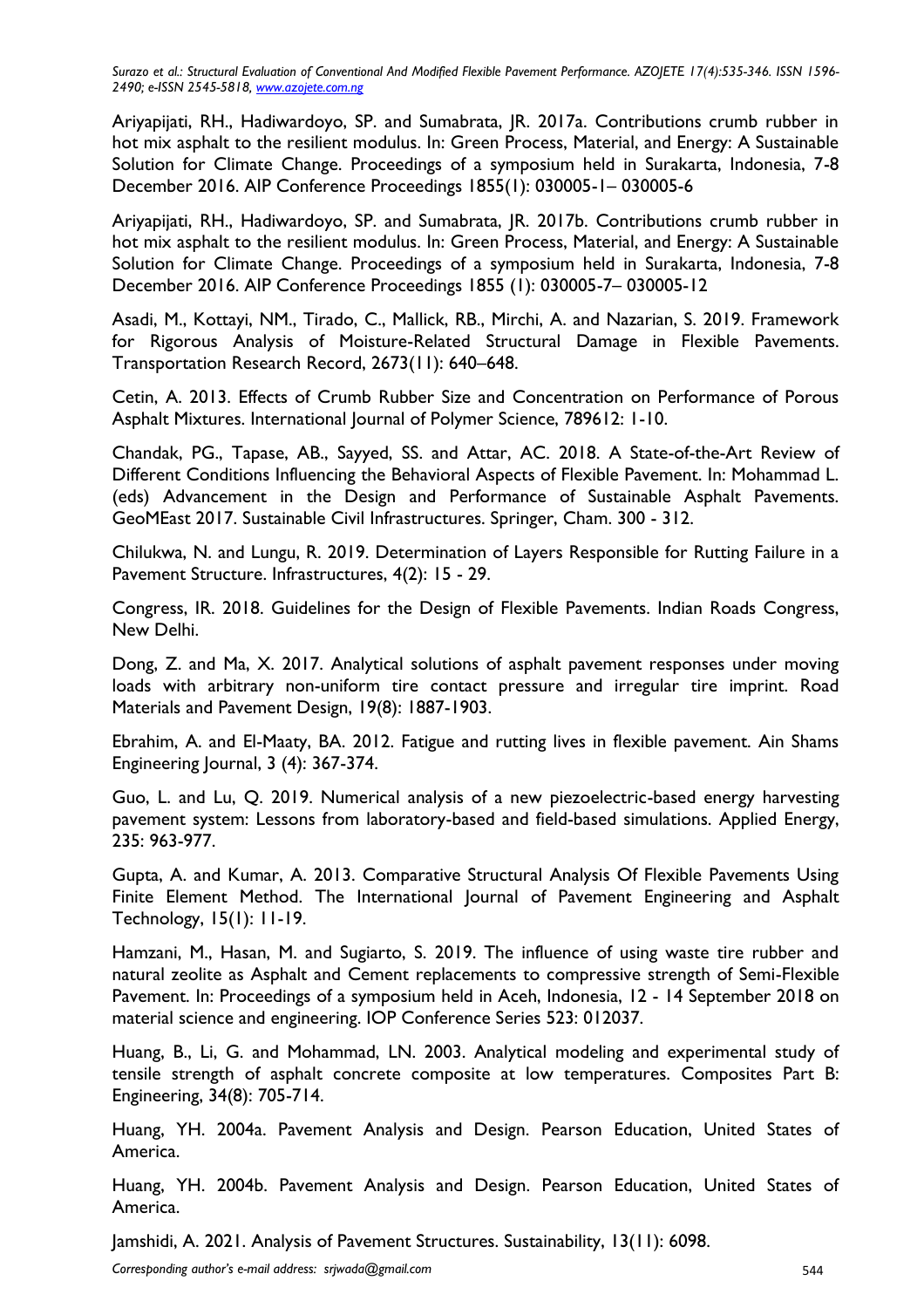Ariyapijati, RH., Hadiwardoyo, SP. and Sumabrata, JR. 2017a. Contributions crumb rubber in hot mix asphalt to the resilient modulus. In: Green Process, Material, and Energy: A Sustainable Solution for Climate Change. Proceedings of a symposium held in Surakarta, Indonesia, 7-8 December 2016. AIP Conference Proceedings 1855(1): 030005-1– 030005-6

Ariyapijati, RH., Hadiwardoyo, SP. and Sumabrata, JR. 2017b. Contributions crumb rubber in hot mix asphalt to the resilient modulus. In: Green Process, Material, and Energy: A Sustainable Solution for Climate Change. Proceedings of a symposium held in Surakarta, Indonesia, 7-8 December 2016. AIP Conference Proceedings 1855 (1): 030005-7– 030005-12

Asadi, M., Kottayi, NM., Tirado, C., Mallick, RB., Mirchi, A. and Nazarian, S. 2019. Framework for Rigorous Analysis of Moisture-Related Structural Damage in Flexible Pavements. Transportation Research Record, 2673(11): 640–648.

Cetin, A. 2013. Effects of Crumb Rubber Size and Concentration on Performance of Porous Asphalt Mixtures. International Journal of Polymer Science, 789612: 1-10.

Chandak, PG., Tapase, AB., Sayyed, SS. and Attar, AC. 2018. A State-of-the-Art Review of Different Conditions Influencing the Behavioral Aspects of Flexible Pavement. In: Mohammad L. (eds) Advancement in the Design and Performance of Sustainable Asphalt Pavements. GeoMEast 2017. Sustainable Civil Infrastructures. Springer, Cham. 300 - 312.

Chilukwa, N. and Lungu, R. 2019. Determination of Layers Responsible for Rutting Failure in a Pavement Structure. Infrastructures, 4(2): 15 - 29.

Congress, IR. 2018. Guidelines for the Design of Flexible Pavements. Indian Roads Congress, New Delhi.

Dong, Z. and Ma, X. 2017. Analytical solutions of asphalt pavement responses under moving loads with arbitrary non-uniform tire contact pressure and irregular tire imprint. Road Materials and Pavement Design, 19(8): 1887-1903.

Ebrahim, A. and El-Maaty, BA. 2012. Fatigue and rutting lives in flexible pavement. Ain Shams Engineering Journal, 3 (4): 367-374.

Guo, L. and Lu, Q. 2019. Numerical analysis of a new piezoelectric-based energy harvesting pavement system: Lessons from laboratory-based and field-based simulations. Applied Energy, 235: 963-977.

Gupta, A. and Kumar, A. 2013. Comparative Structural Analysis Of Flexible Pavements Using Finite Element Method. The International Journal of Pavement Engineering and Asphalt Technology, 15(1): 11-19.

Hamzani, M., Hasan, M. and Sugiarto, S. 2019. The influence of using waste tire rubber and natural zeolite as Asphalt and Cement replacements to compressive strength of Semi-Flexible Pavement. In: Proceedings of a symposium held in Aceh, Indonesia, 12 - 14 September 2018 on material science and engineering. IOP Conference Series 523: 012037.

Huang, B., Li, G. and Mohammad, LN. 2003. Analytical modeling and experimental study of tensile strength of asphalt concrete composite at low temperatures. Composites Part B: Engineering, 34(8): 705-714.

Huang, YH. 2004a. Pavement Analysis and Design. Pearson Education, United States of America.

Huang, YH. 2004b. Pavement Analysis and Design. Pearson Education, United States of America.

Jamshidi, A. 2021. Analysis of Pavement Structures. Sustainability, 13(11): 6098.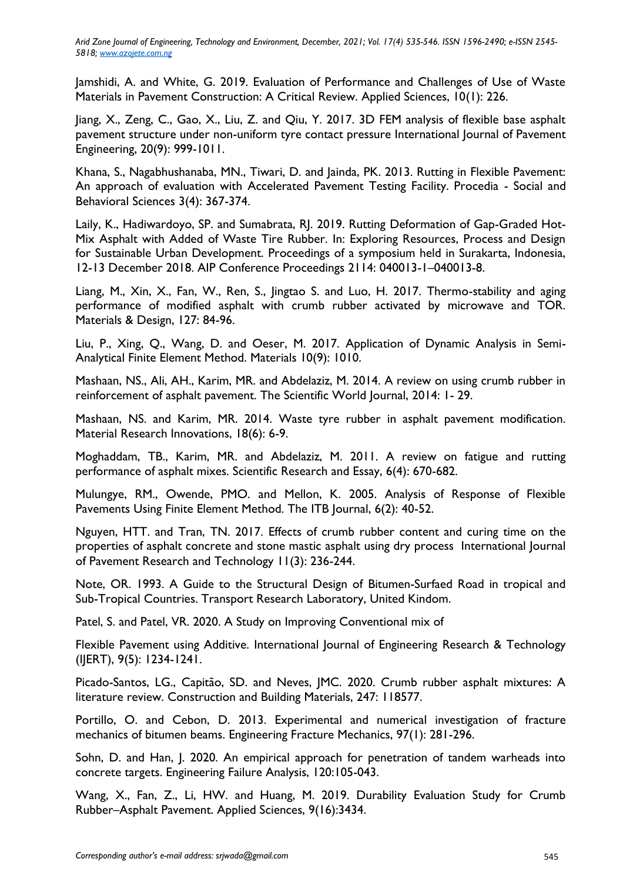Jamshidi, A. and White, G. 2019. Evaluation of Performance and Challenges of Use of Waste Materials in Pavement Construction: A Critical Review. Applied Sciences, 10(1): 226.

Jiang, X., Zeng, C., Gao, X., Liu, Z. and Qiu, Y. 2017. 3D FEM analysis of flexible base asphalt pavement structure under non-uniform tyre contact pressure International Journal of Pavement Engineering, 20(9): 999-1011.

Khana, S., Nagabhushanaba, MN., Tiwari, D. and Jainda, PK. 2013. Rutting in Flexible Pavement: An approach of evaluation with Accelerated Pavement Testing Facility. Procedia - Social and Behavioral Sciences 3(4): 367-374.

Laily, K., Hadiwardoyo, SP. and Sumabrata, RJ. 2019. Rutting Deformation of Gap-Graded Hot-Mix Asphalt with Added of Waste Tire Rubber. In: Exploring Resources, Process and Design for Sustainable Urban Development. Proceedings of a symposium held in Surakarta, Indonesia, 12-13 December 2018. AIP Conference Proceedings 2114: 040013-1–040013-8.

Liang, M., Xin, X., Fan, W., Ren, S., Jingtao S. and Luo, H. 2017. Thermo-stability and aging performance of modified asphalt with crumb rubber activated by microwave and TOR. Materials & Design, 127: 84-96.

Liu, P., Xing, Q., Wang, D. and Oeser, M. 2017. Application of Dynamic Analysis in Semi-Analytical Finite Element Method. Materials 10(9): 1010.

Mashaan, NS., Ali, AH., Karim, MR. and Abdelaziz, M. 2014. A review on using crumb rubber in reinforcement of asphalt pavement. The Scientific World Journal, 2014: 1- 29.

Mashaan, NS. and Karim, MR. 2014. Waste tyre rubber in asphalt pavement modification. Material Research Innovations, 18(6): 6-9.

Moghaddam, TB., Karim, MR. and Abdelaziz, M. 2011. A review on fatigue and rutting performance of asphalt mixes. Scientific Research and Essay, 6(4): 670-682.

Mulungye, RM., Owende, PMO. and Mellon, K. 2005. Analysis of Response of Flexible Pavements Using Finite Element Method. The ITB Journal, 6(2): 40-52.

Nguyen, HTT. and Tran, TN. 2017. Effects of crumb rubber content and curing time on the properties of asphalt concrete and stone mastic asphalt using dry process International Journal of Pavement Research and Technology 11(3): 236-244.

Note, OR. 1993. A Guide to the Structural Design of Bitumen-Surfaed Road in tropical and Sub-Tropical Countries. Transport Research Laboratory, United Kindom.

Patel, S. and Patel, VR. 2020. A Study on Improving Conventional mix of

Flexible Pavement using Additive. International Journal of Engineering Research & Technology (IJERT), 9(5): 1234-1241.

Picado-Santos, LG., Capitão, SD. and Neves, JMC. 2020. Crumb rubber asphalt mixtures: A literature review. Construction and Building Materials, 247: 118577.

Portillo, O. and Cebon, D. 2013. Experimental and numerical investigation of fracture mechanics of bitumen beams. Engineering Fracture Mechanics, 97(1): 281-296.

Sohn, D. and Han, J. 2020. An empirical approach for penetration of tandem warheads into concrete targets. Engineering Failure Analysis, 120:105-043.

Wang, X., Fan, Z., Li, HW. and Huang, M. 2019. Durability Evaluation Study for Crumb Rubber–Asphalt Pavement. Applied Sciences, 9(16):3434.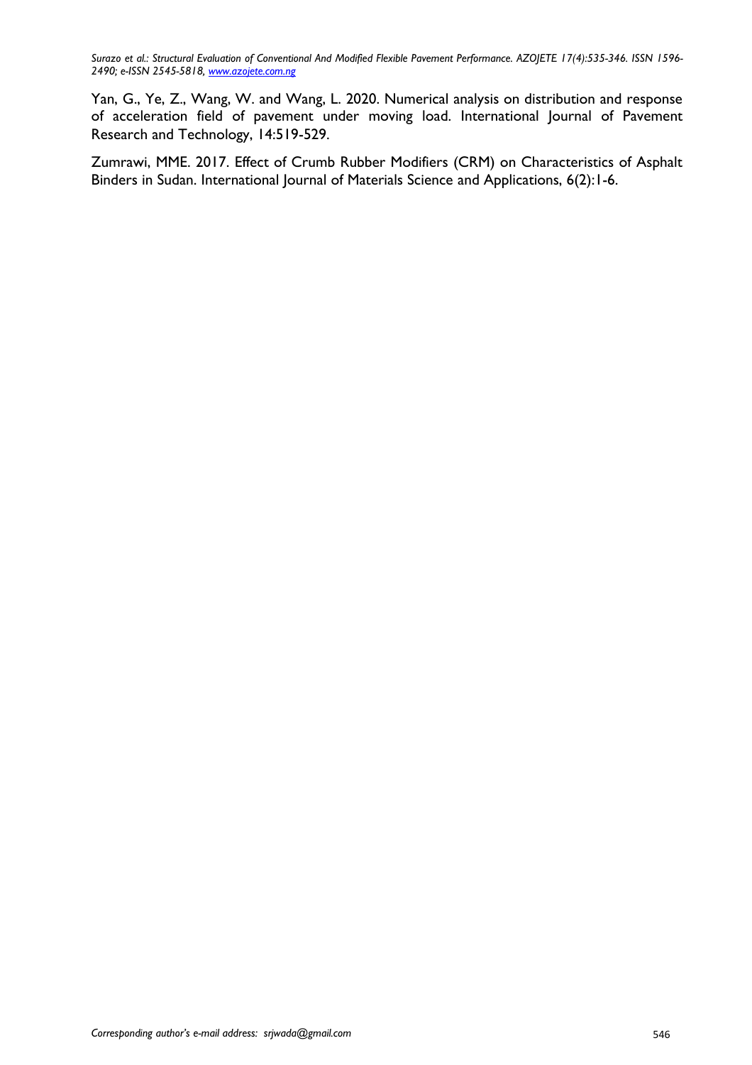Yan, G., Ye, Z., Wang, W. and Wang, L. 2020. Numerical analysis on distribution and response of acceleration field of pavement under moving load. International Journal of Pavement Research and Technology, 14:519-529.

Zumrawi, MME. 2017. Effect of Crumb Rubber Modifiers (CRM) on Characteristics of Asphalt Binders in Sudan. International Journal of Materials Science and Applications, 6(2):1-6.